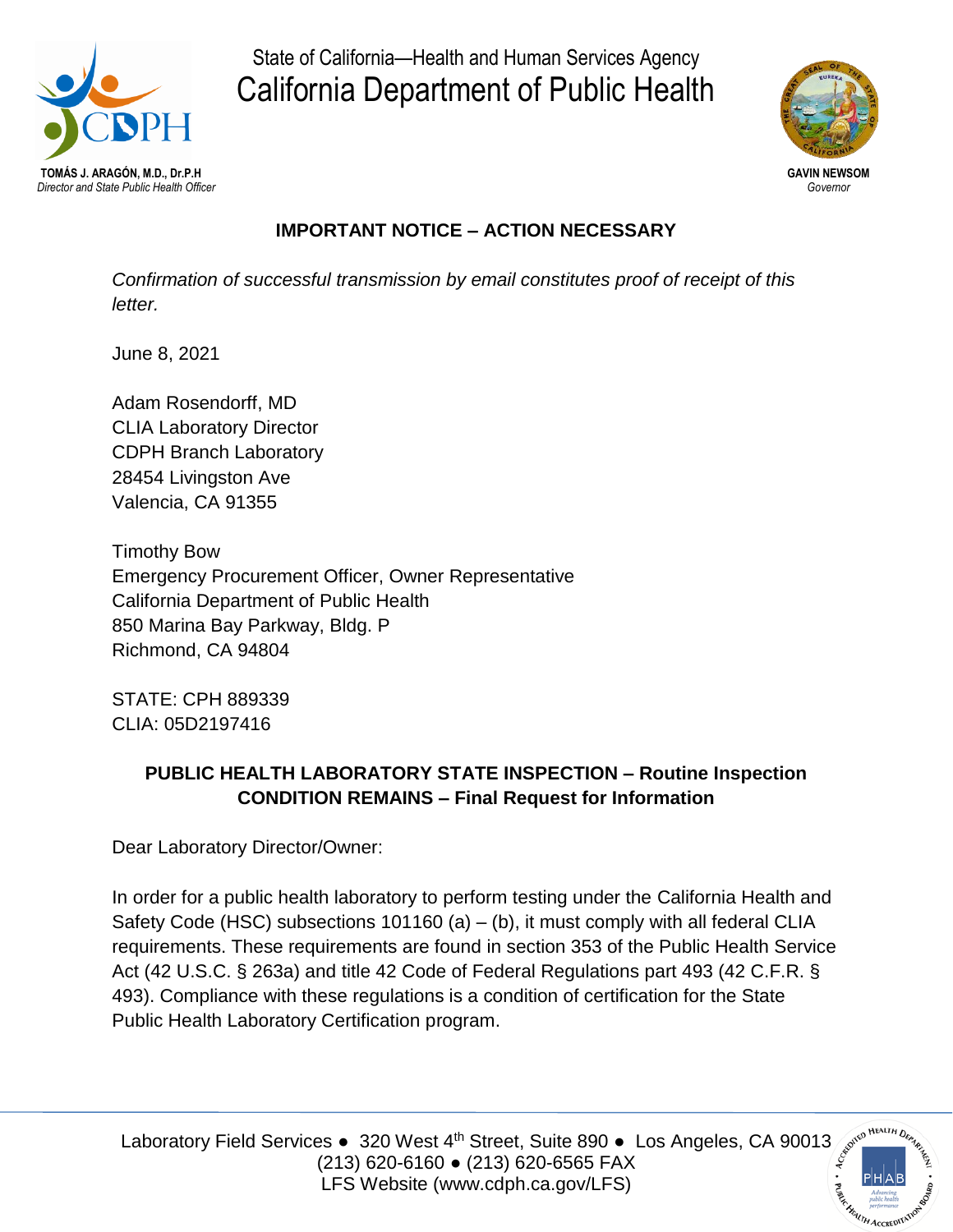State of California—Health and Human Services Agency
# California Department of Public Health

**TOMÁS J. ARAGÓN, M.D., Dr.P.H**
*Director and State Public Health Officer*

**GAVIN NEWSOM**
*Governor*

**IMPORTANT NOTICE – ACTION NECESSARY**

*Confirmation of successful transmission by email constitutes proof of receipt of this letter.*

June 8, 2021

Adam Rosendorff, MD
CLIA Laboratory Director
CDPH Branch Laboratory
28454 Livingston Ave
Valencia, CA 91355

Timothy Bow
Emergency Procurement Officer, Owner Representative
California Department of Public Health
850 Marina Bay Parkway, Bldg. P
Richmond, CA 94804

STATE: CPH 889339
CLIA: 05D2197416

**PUBLIC HEALTH LABORATORY STATE INSPECTION – Routine Inspection**
**CONDITION REMAINS – Final Request for Information**

Dear Laboratory Director/Owner:

In order for a public health laboratory to perform testing under the California Health and Safety Code (HSC) subsections 101160 (a) – (b), it must comply with all federal CLIA requirements. These requirements are found in section 353 of the Public Health Service Act (42 U.S.C. § 263a) and title 42 Code of Federal Regulations part 493 (42 C.F.R. § 493). Compliance with these regulations is a condition of certification for the State Public Health Laboratory Certification program.

Laboratory Field Services ● 320 West 4th Street, Suite 890 ● Los Angeles, CA 90013
(213) 620-6160 ● (213) 620-6565 FAX
LFS Website (www.cdph.ca.gov/LFS)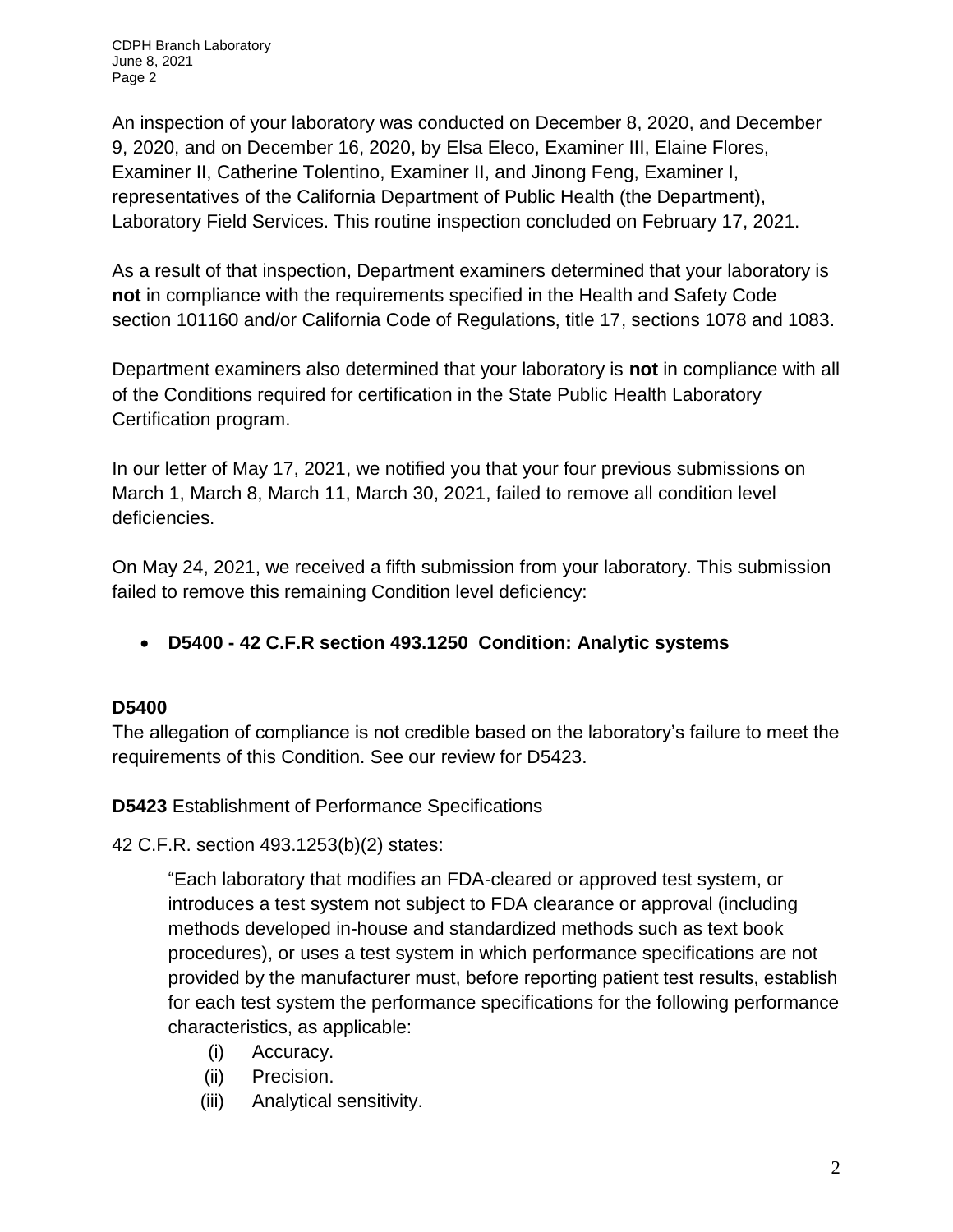An inspection of your laboratory was conducted on December 8, 2020, and December 9, 2020, and on December 16, 2020, by Elsa Eleco, Examiner III, Elaine Flores, Examiner II, Catherine Tolentino, Examiner II, and Jinong Feng, Examiner I, representatives of the California Department of Public Health (the Department), Laboratory Field Services. This routine inspection concluded on February 17, 2021.

As a result of that inspection, Department examiners determined that your laboratory is **not** in compliance with the requirements specified in the Health and Safety Code section 101160 and/or California Code of Regulations, title 17, sections 1078 and 1083.

Department examiners also determined that your laboratory is **not** in compliance with all of the Conditions required for certification in the State Public Health Laboratory Certification program.

In our letter of May 17, 2021, we notified you that your four previous submissions on March 1, March 8, March 11, March 30, 2021, failed to remove all condition level deficiencies.

On May 24, 2021, we received a fifth submission from your laboratory. This submission failed to remove this remaining Condition level deficiency:

- **D5400 - 42 C.F.R section 493.1250 Condition: Analytic systems**

**D5400**
The allegation of compliance is not credible based on the laboratory's failure to meet the requirements of this Condition. See our review for D5423.

**D5423** Establishment of Performance Specifications

42 C.F.R. section 493.1253(b)(2) states:

> "Each laboratory that modifies an FDA-cleared or approved test system, or introduces a test system not subject to FDA clearance or approval (including methods developed in-house and standardized methods such as text book procedures), or uses a test system in which performance specifications are not provided by the manufacturer must, before reporting patient test results, establish for each test system the performance specifications for the following performance characteristics, as applicable:
>
> (i) Accuracy.
> (ii) Precision.
> (iii) Analytical sensitivity.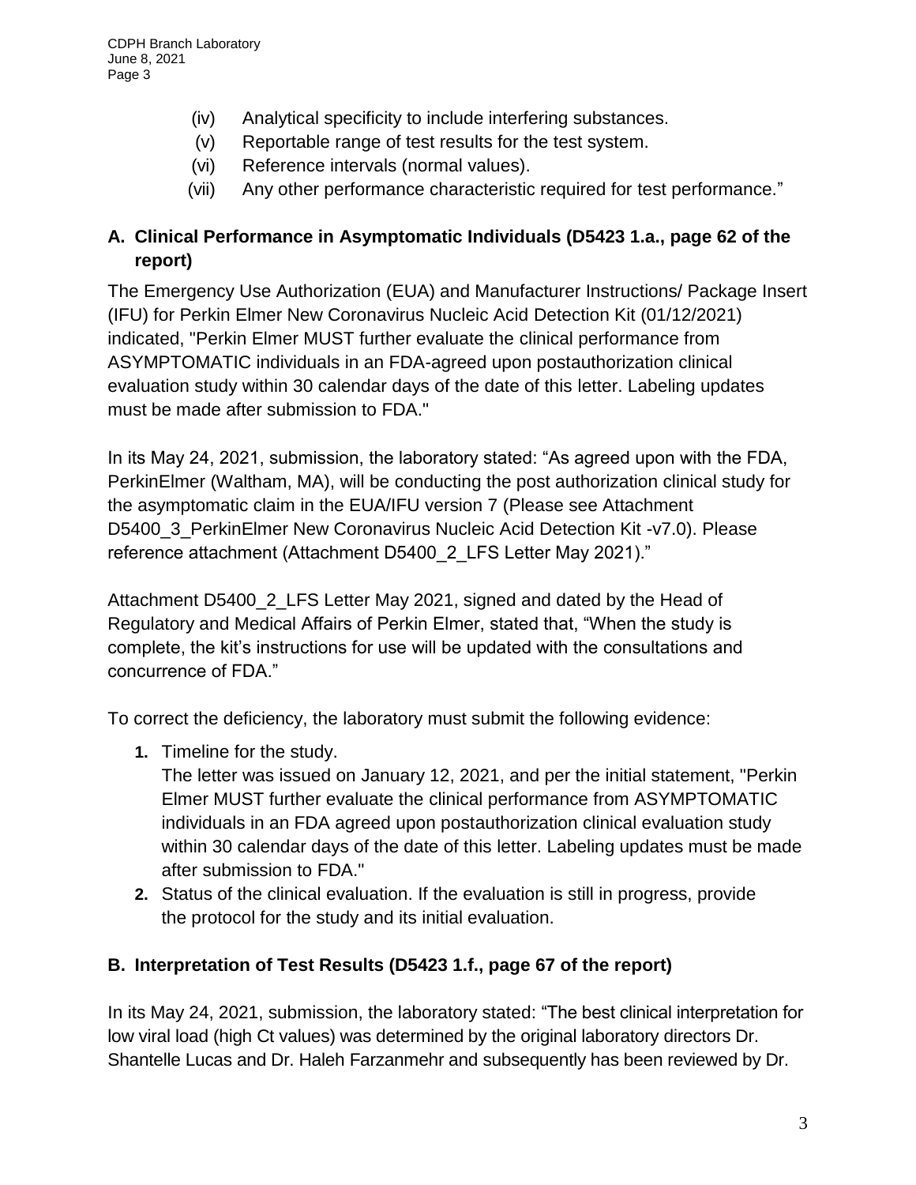(iv) Analytical specificity to include interfering substances.
(v) Reportable range of test results for the test system.
(vi) Reference intervals (normal values).
(vii) Any other performance characteristic required for test performance."

## A. Clinical Performance in Asymptomatic Individuals (D5423 1.a., page 62 of the report)

The Emergency Use Authorization (EUA) and Manufacturer Instructions/ Package Insert (IFU) for Perkin Elmer New Coronavirus Nucleic Acid Detection Kit (01/12/2021) indicated, "Perkin Elmer MUST further evaluate the clinical performance from ASYMPTOMATIC individuals in an FDA-agreed upon postauthorization clinical evaluation study within 30 calendar days of the date of this letter. Labeling updates must be made after submission to FDA."

In its May 24, 2021, submission, the laboratory stated: "As agreed upon with the FDA, PerkinElmer (Waltham, MA), will be conducting the post authorization clinical study for the asymptomatic claim in the EUA/IFU version 7 (Please see Attachment D5400_3_PerkinElmer New Coronavirus Nucleic Acid Detection Kit -v7.0). Please reference attachment (Attachment D5400_2_LFS Letter May 2021)."

Attachment D5400_2_LFS Letter May 2021, signed and dated by the Head of Regulatory and Medical Affairs of Perkin Elmer, stated that, "When the study is complete, the kit's instructions for use will be updated with the consultations and concurrence of FDA."

To correct the deficiency, the laboratory must submit the following evidence:

1. Timeline for the study.
   The letter was issued on January 12, 2021, and per the initial statement, "Perkin Elmer MUST further evaluate the clinical performance from ASYMPTOMATIC individuals in an FDA agreed upon postauthorization clinical evaluation study within 30 calendar days of the date of this letter. Labeling updates must be made after submission to FDA."
2. Status of the clinical evaluation. If the evaluation is still in progress, provide the protocol for the study and its initial evaluation.

## B. Interpretation of Test Results (D5423 1.f., page 67 of the report)

In its May 24, 2021, submission, the laboratory stated: "The best clinical interpretation for low viral load (high Ct values) was determined by the original laboratory directors Dr. Shantelle Lucas and Dr. Haleh Farzanmehr and subsequently has been reviewed by Dr.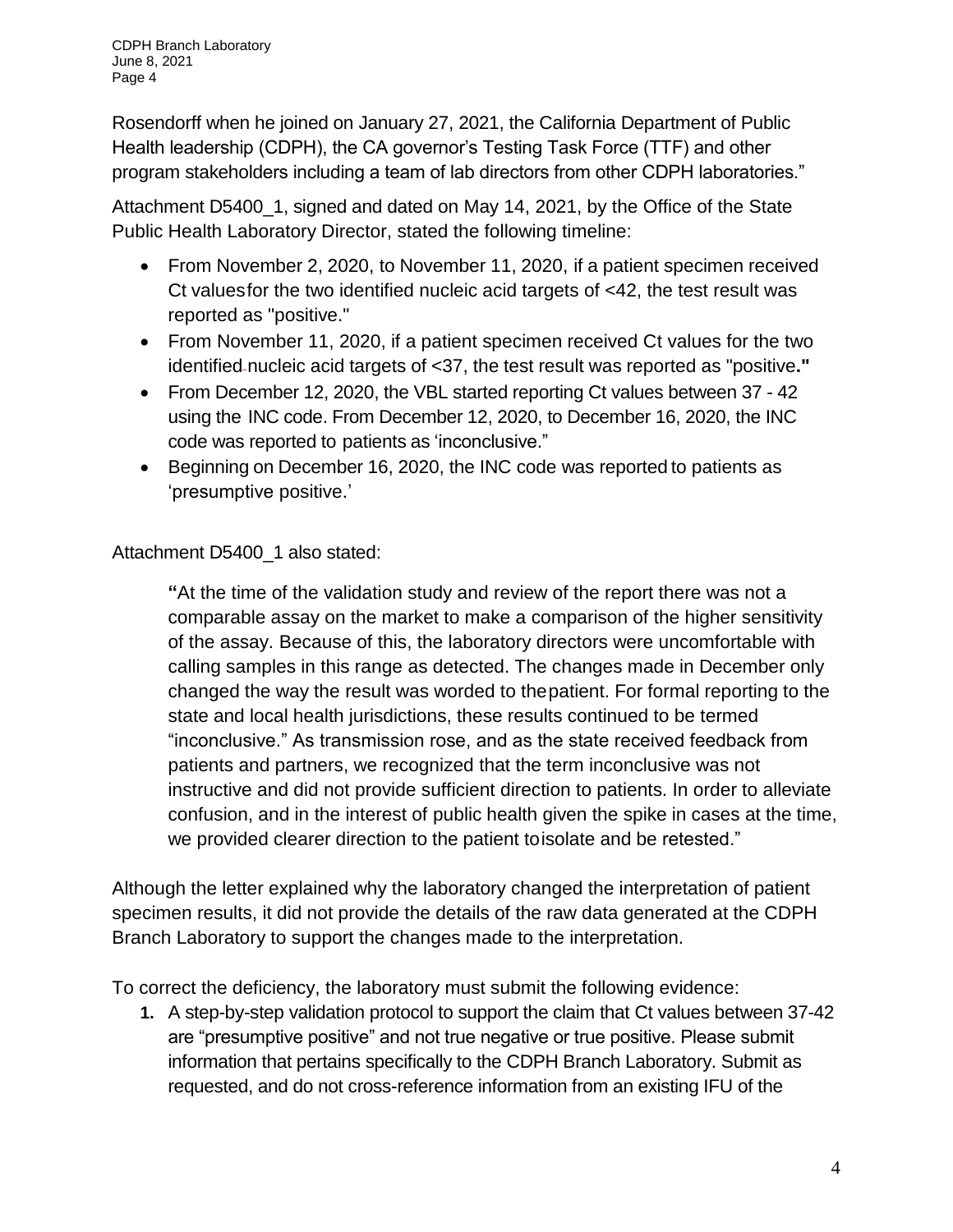Rosendorff when he joined on January 27, 2021, the California Department of Public Health leadership (CDPH), the CA governor's Testing Task Force (TTF) and other program stakeholders including a team of lab directors from other CDPH laboratories."

Attachment D5400_1, signed and dated on May 14, 2021, by the Office of the State Public Health Laboratory Director, stated the following timeline:

- From November 2, 2020, to November 11, 2020, if a patient specimen received Ct valuesfor the two identified nucleic acid targets of <42, the test result was reported as "positive."
- From November 11, 2020, if a patient specimen received Ct values for the two identified nucleic acid targets of <37, the test result was reported as "positive**."**
- From December 12, 2020, the VBL started reporting Ct values between 37 - 42 using the INC code. From December 12, 2020, to December 16, 2020, the INC code was reported to patients as 'inconclusive."
- Beginning on December 16, 2020, the INC code was reported to patients as 'presumptive positive.'

Attachment D5400_1 also stated:

> **"**At the time of the validation study and review of the report there was not a comparable assay on the market to make a comparison of the higher sensitivity of the assay. Because of this, the laboratory directors were uncomfortable with calling samples in this range as detected. The changes made in December only changed the way the result was worded to thepatient. For formal reporting to the state and local health jurisdictions, these results continued to be termed "inconclusive." As transmission rose, and as the state received feedback from patients and partners, we recognized that the term inconclusive was not instructive and did not provide sufficient direction to patients. In order to alleviate confusion, and in the interest of public health given the spike in cases at the time, we provided clearer direction to the patient toisolate and be retested."

Although the letter explained why the laboratory changed the interpretation of patient specimen results, it did not provide the details of the raw data generated at the CDPH Branch Laboratory to support the changes made to the interpretation.

To correct the deficiency, the laboratory must submit the following evidence:

1. A step-by-step validation protocol to support the claim that Ct values between 37-42 are "presumptive positive" and not true negative or true positive. Please submit information that pertains specifically to the CDPH Branch Laboratory. Submit as requested, and do not cross-reference information from an existing IFU of the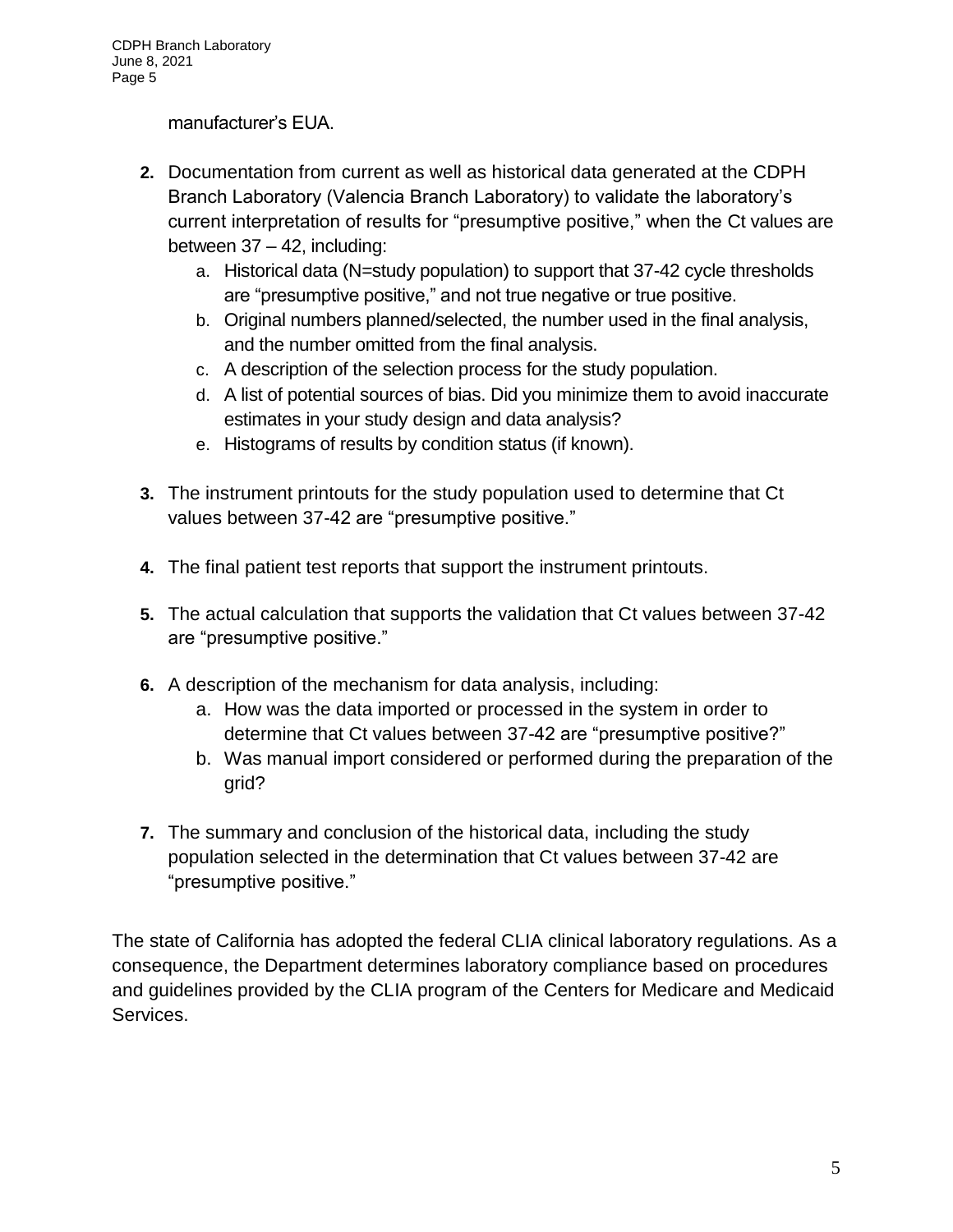manufacturer's EUA.

2. Documentation from current as well as historical data generated at the CDPH Branch Laboratory (Valencia Branch Laboratory) to validate the laboratory's current interpretation of results for "presumptive positive," when the Ct values are between 37 – 42, including:
   a. Historical data (N=study population) to support that 37-42 cycle thresholds are "presumptive positive," and not true negative or true positive.
   b. Original numbers planned/selected, the number used in the final analysis, and the number omitted from the final analysis.
   c. A description of the selection process for the study population.
   d. A list of potential sources of bias. Did you minimize them to avoid inaccurate estimates in your study design and data analysis?
   e. Histograms of results by condition status (if known).

3. The instrument printouts for the study population used to determine that Ct values between 37-42 are "presumptive positive."

4. The final patient test reports that support the instrument printouts.

5. The actual calculation that supports the validation that Ct values between 37-42 are "presumptive positive."

6. A description of the mechanism for data analysis, including:
   a. How was the data imported or processed in the system in order to determine that Ct values between 37-42 are "presumptive positive?"
   b. Was manual import considered or performed during the preparation of the grid?

7. The summary and conclusion of the historical data, including the study population selected in the determination that Ct values between 37-42 are "presumptive positive."

The state of California has adopted the federal CLIA clinical laboratory regulations. As a consequence, the Department determines laboratory compliance based on procedures and guidelines provided by the CLIA program of the Centers for Medicare and Medicaid Services.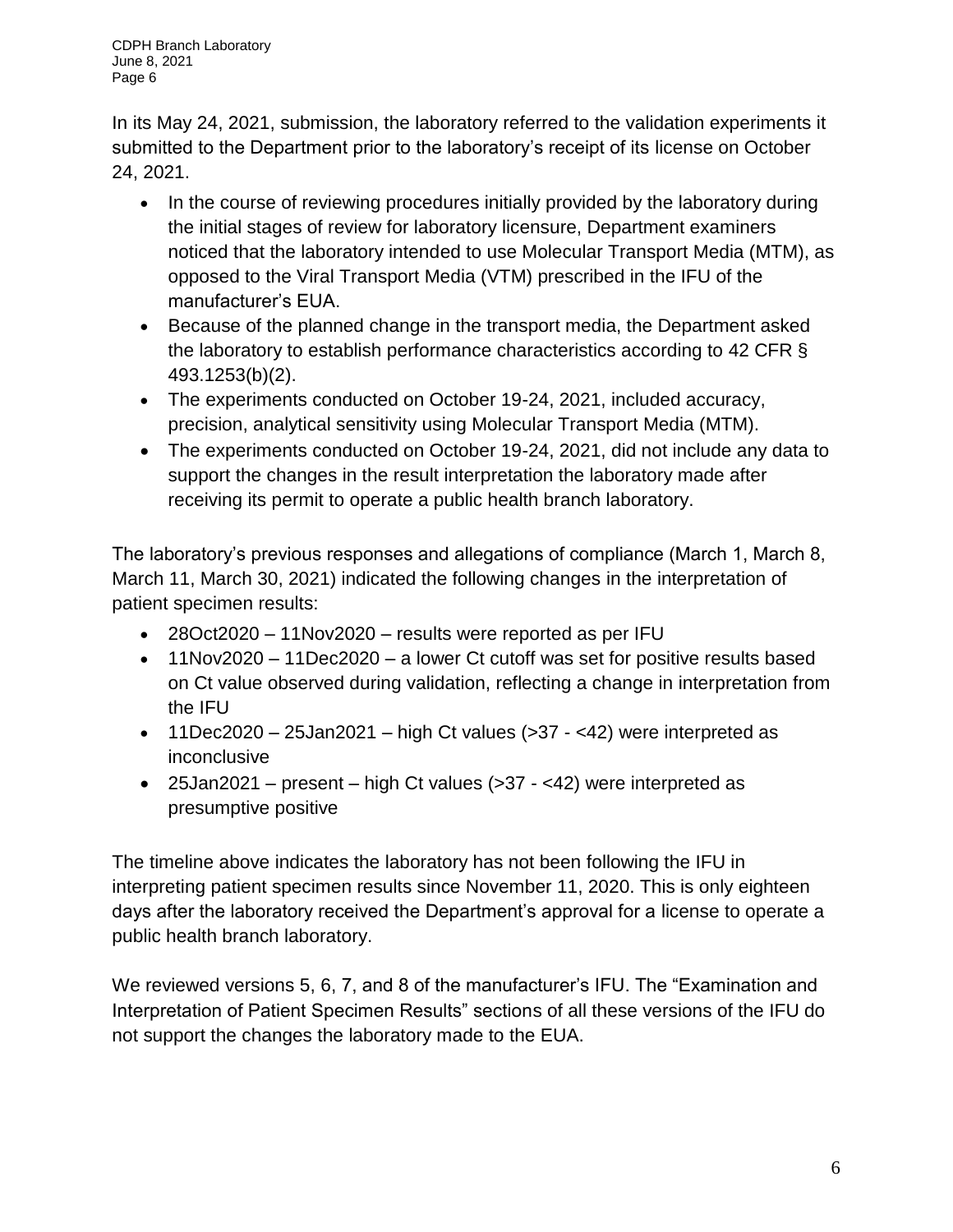In its May 24, 2021, submission, the laboratory referred to the validation experiments it submitted to the Department prior to the laboratory's receipt of its license on October 24, 2021.

- In the course of reviewing procedures initially provided by the laboratory during the initial stages of review for laboratory licensure, Department examiners noticed that the laboratory intended to use Molecular Transport Media (MTM), as opposed to the Viral Transport Media (VTM) prescribed in the IFU of the manufacturer's EUA.
- Because of the planned change in the transport media, the Department asked the laboratory to establish performance characteristics according to 42 CFR § 493.1253(b)(2).
- The experiments conducted on October 19-24, 2021, included accuracy, precision, analytical sensitivity using Molecular Transport Media (MTM).
- The experiments conducted on October 19-24, 2021, did not include any data to support the changes in the result interpretation the laboratory made after receiving its permit to operate a public health branch laboratory.

The laboratory's previous responses and allegations of compliance (March 1, March 8, March 11, March 30, 2021) indicated the following changes in the interpretation of patient specimen results:

- 28Oct2020 – 11Nov2020 – results were reported as per IFU
- 11Nov2020 – 11Dec2020 – a lower Ct cutoff was set for positive results based on Ct value observed during validation, reflecting a change in interpretation from the IFU
- 11Dec2020 – 25Jan2021 – high Ct values (>37 - <42) were interpreted as inconclusive
- 25Jan2021 – present – high Ct values (>37 - <42) were interpreted as presumptive positive

The timeline above indicates the laboratory has not been following the IFU in interpreting patient specimen results since November 11, 2020. This is only eighteen days after the laboratory received the Department's approval for a license to operate a public health branch laboratory.

We reviewed versions 5, 6, 7, and 8 of the manufacturer's IFU. The "Examination and Interpretation of Patient Specimen Results" sections of all these versions of the IFU do not support the changes the laboratory made to the EUA.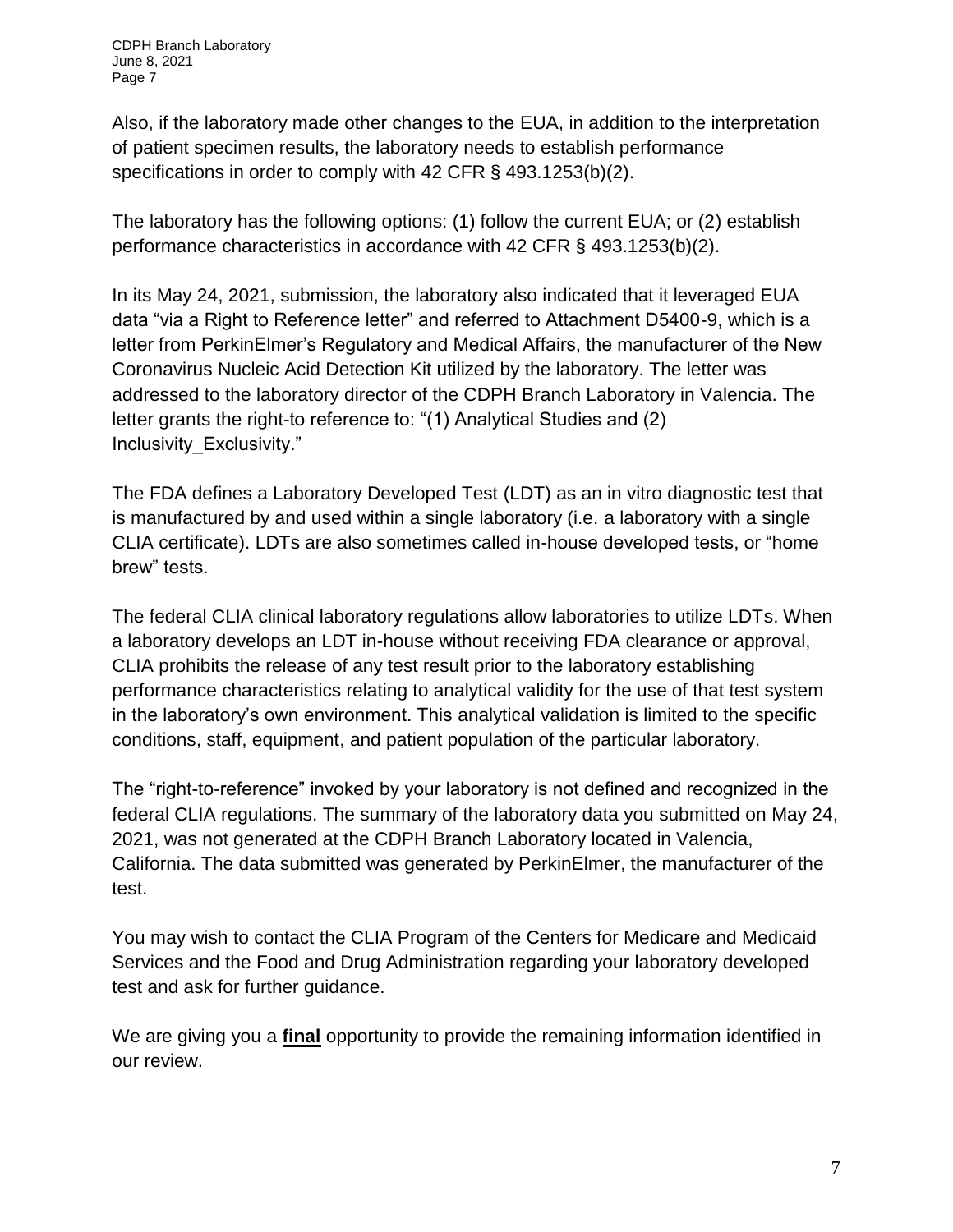Also, if the laboratory made other changes to the EUA, in addition to the interpretation of patient specimen results, the laboratory needs to establish performance specifications in order to comply with 42 CFR § 493.1253(b)(2).

The laboratory has the following options: (1) follow the current EUA; or (2) establish performance characteristics in accordance with 42 CFR § 493.1253(b)(2).

In its May 24, 2021, submission, the laboratory also indicated that it leveraged EUA data "via a Right to Reference letter" and referred to Attachment D5400-9, which is a letter from PerkinElmer's Regulatory and Medical Affairs, the manufacturer of the New Coronavirus Nucleic Acid Detection Kit utilized by the laboratory. The letter was addressed to the laboratory director of the CDPH Branch Laboratory in Valencia. The letter grants the right-to reference to: "(1) Analytical Studies and (2) Inclusivity_Exclusivity."

The FDA defines a Laboratory Developed Test (LDT) as an in vitro diagnostic test that is manufactured by and used within a single laboratory (i.e. a laboratory with a single CLIA certificate). LDTs are also sometimes called in-house developed tests, or "home brew" tests.

The federal CLIA clinical laboratory regulations allow laboratories to utilize LDTs. When a laboratory develops an LDT in-house without receiving FDA clearance or approval, CLIA prohibits the release of any test result prior to the laboratory establishing performance characteristics relating to analytical validity for the use of that test system in the laboratory's own environment. This analytical validation is limited to the specific conditions, staff, equipment, and patient population of the particular laboratory.

The "right-to-reference" invoked by your laboratory is not defined and recognized in the federal CLIA regulations. The summary of the laboratory data you submitted on May 24, 2021, was not generated at the CDPH Branch Laboratory located in Valencia, California. The data submitted was generated by PerkinElmer, the manufacturer of the test.

You may wish to contact the CLIA Program of the Centers for Medicare and Medicaid Services and the Food and Drug Administration regarding your laboratory developed test and ask for further guidance.

We are giving you a **final** opportunity to provide the remaining information identified in our review.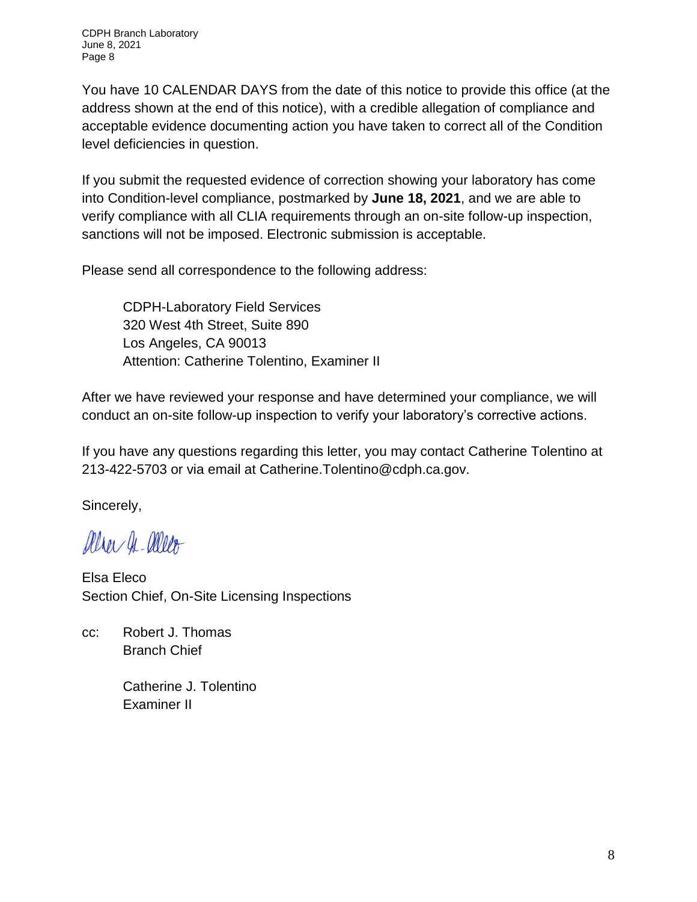You have 10 CALENDAR DAYS from the date of this notice to provide this office (at the address shown at the end of this notice), with a credible allegation of compliance and acceptable evidence documenting action you have taken to correct all of the Condition level deficiencies in question.

If you submit the requested evidence of correction showing your laboratory has come into Condition-level compliance, postmarked by **June 18, 2021**, and we are able to verify compliance with all CLIA requirements through an on-site follow-up inspection, sanctions will not be imposed. Electronic submission is acceptable.

Please send all correspondence to the following address:

CDPH-Laboratory Field Services
320 West 4th Street, Suite 890
Los Angeles, CA 90013
Attention: Catherine Tolentino, Examiner II

After we have reviewed your response and have determined your compliance, we will conduct an on-site follow-up inspection to verify your laboratory's corrective actions.

If you have any questions regarding this letter, you may contact Catherine Tolentino at 213-422-5703 or via email at Catherine.Tolentino@cdph.ca.gov.

Sincerely,

Elsa Eleco
Section Chief, On-Site Licensing Inspections

cc: Robert J. Thomas
Branch Chief

Catherine J. Tolentino
Examiner II